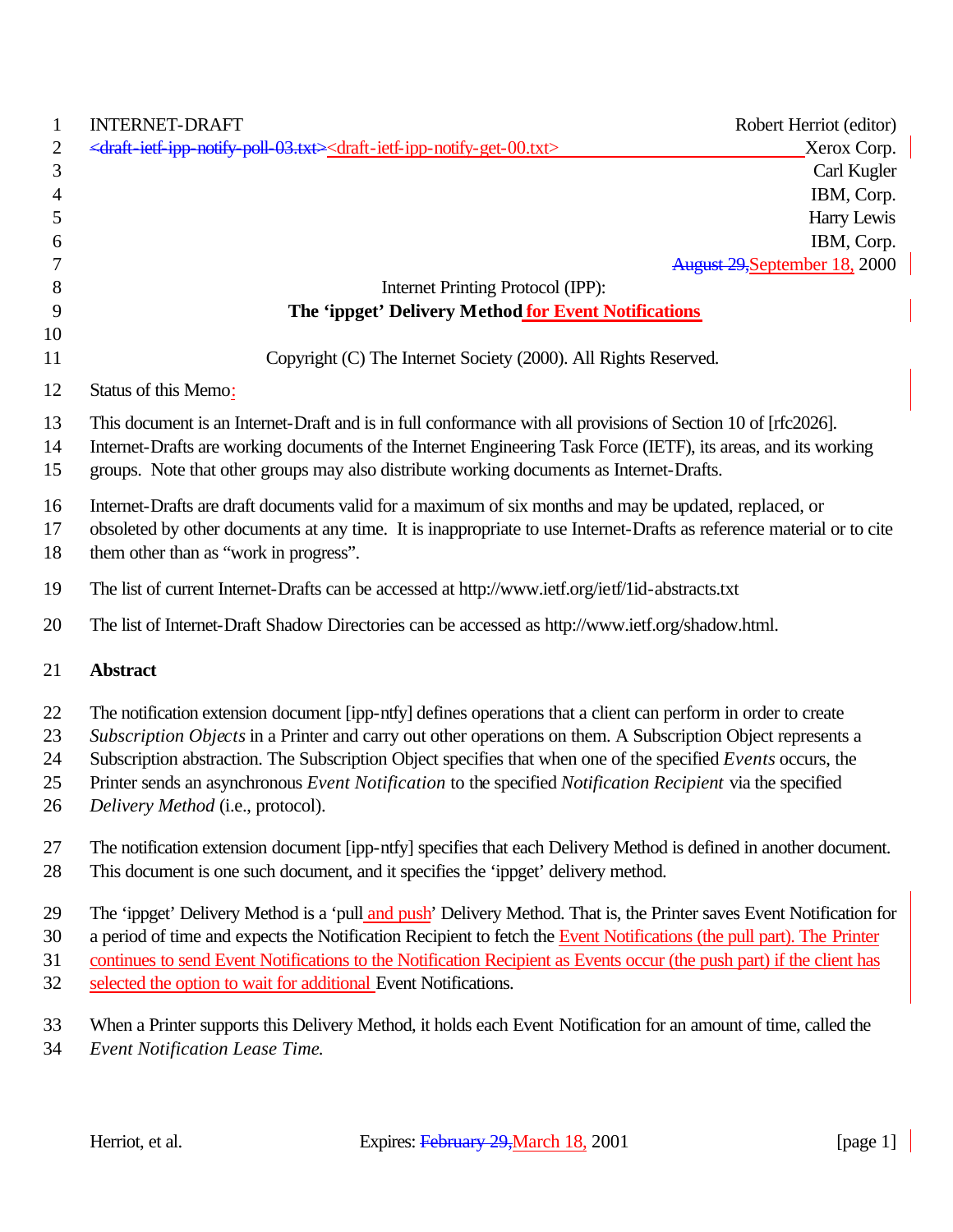INTERNET-DRAFT Robert Herriot (editor)
<draft-ietf-ipp-notify-poll-03.txt><draft-ietf-ipp-notify-get-00.txt> Xerox Corp.
Carl Kugler
IBM, Corp.
Harry Lewis
IBM, Corp.
August 29, September 18, 2000

# Internet Printing Protocol (IPP):
## The 'ippget' Delivery Method for Event Notifications

Copyright (C) The Internet Society (2000). All Rights Reserved.

Status of this Memo:

This document is an Internet-Draft and is in full conformance with all provisions of Section 10 of [rfc2026]. Internet-Drafts are working documents of the Internet Engineering Task Force (IETF), its areas, and its working groups. Note that other groups may also distribute working documents as Internet-Drafts.

Internet-Drafts are draft documents valid for a maximum of six months and may be updated, replaced, or obsoleted by other documents at any time. It is inappropriate to use Internet-Drafts as reference material or to cite them other than as "work in progress".

The list of current Internet-Drafts can be accessed at http://www.ietf.org/ietf/1id-abstracts.txt

The list of Internet-Draft Shadow Directories can be accessed as http://www.ietf.org/shadow.html.

**Abstract**

The notification extension document [ipp-ntfy] defines operations that a client can perform in order to create *Subscription Objects* in a Printer and carry out other operations on them. A Subscription Object represents a Subscription abstraction. The Subscription Object specifies that when one of the specified *Events* occurs, the Printer sends an asynchronous *Event Notification* to the specified *Notification Recipient* via the specified *Delivery Method* (i.e., protocol).

The notification extension document [ipp-ntfy] specifies that each Delivery Method is defined in another document. This document is one such document, and it specifies the 'ippget' delivery method.

The 'ippget' Delivery Method is a 'pull and push' Delivery Method. That is, the Printer saves Event Notification for a period of time and expects the Notification Recipient to fetch the Event Notifications (the pull part). The Printer continues to send Event Notifications to the Notification Recipient as Events occur (the push part) if the client has selected the option to wait for additional Event Notifications.

When a Printer supports this Delivery Method, it holds each Event Notification for an amount of time, called the *Event Notification Lease Time.*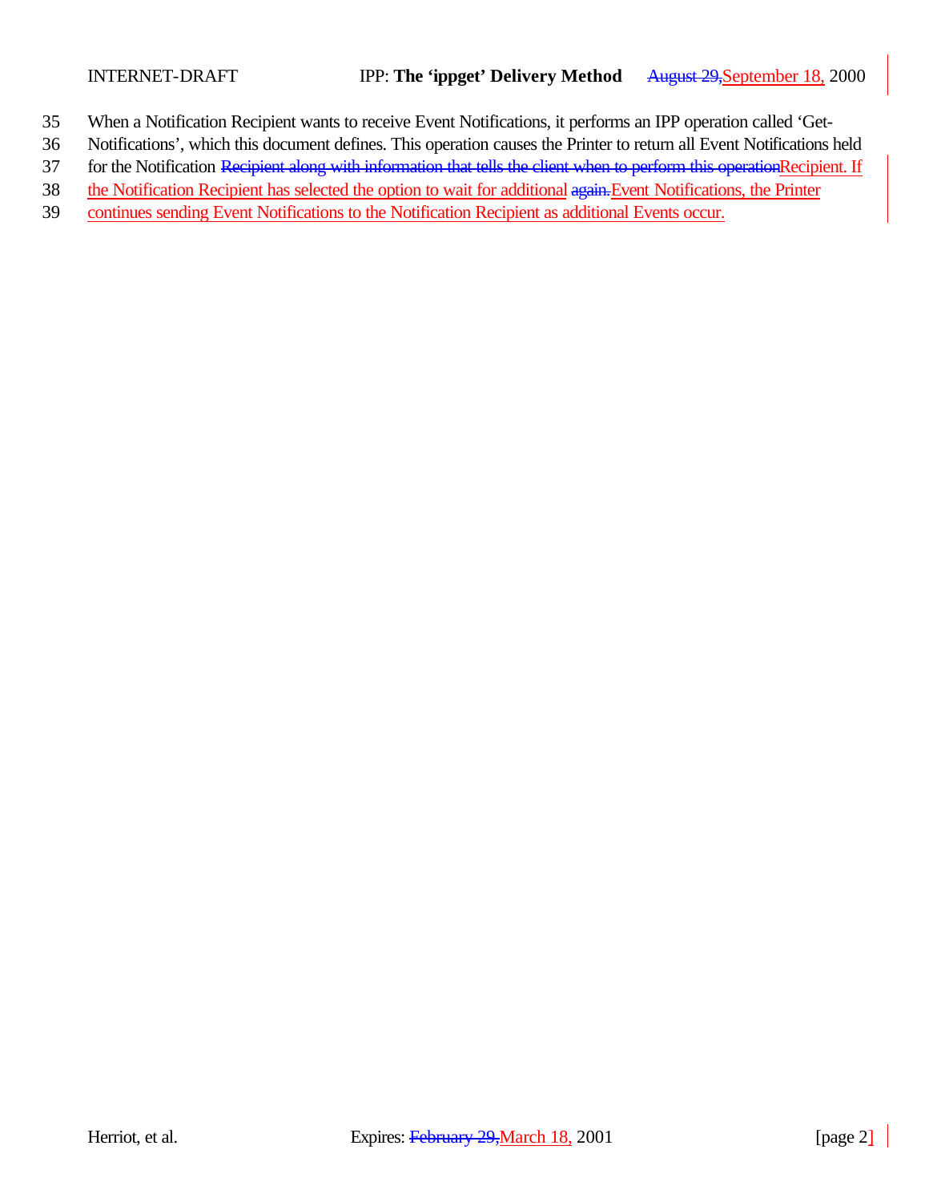When a Notification Recipient wants to receive Event Notifications, it performs an IPP operation called 'Get-Notifications', which this document defines. This operation causes the Printer to return all Event Notifications held for the Notification ~~Recipient along with information that tells the client when to perform this operation~~Recipient. If the Notification Recipient has selected the option to wait for additional ~~again.~~Event Notifications, the Printer continues sending Event Notifications to the Notification Recipient as additional Events occur.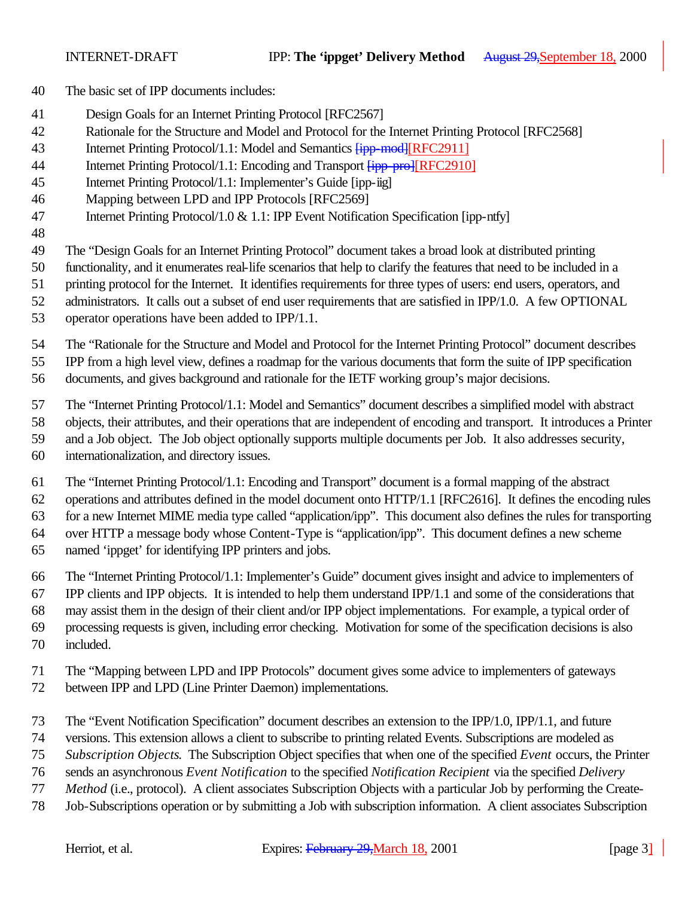The basic set of IPP documents includes:

- Design Goals for an Internet Printing Protocol [RFC2567]
- Rationale for the Structure and Model and Protocol for the Internet Printing Protocol [RFC2568]
- Internet Printing Protocol/1.1: Model and Semantics ~~[ipp-mod]~~[RFC2911]
- Internet Printing Protocol/1.1: Encoding and Transport ~~[ipp-pro]~~[RFC2910]
- Internet Printing Protocol/1.1: Implementer's Guide [ipp-iig]
- Mapping between LPD and IPP Protocols [RFC2569]
- Internet Printing Protocol/1.0 & 1.1: IPP Event Notification Specification [ipp-ntfy]

The "Design Goals for an Internet Printing Protocol" document takes a broad look at distributed printing functionality, and it enumerates real-life scenarios that help to clarify the features that need to be included in a printing protocol for the Internet. It identifies requirements for three types of users: end users, operators, and administrators. It calls out a subset of end user requirements that are satisfied in IPP/1.0. A few OPTIONAL operator operations have been added to IPP/1.1.

The "Rationale for the Structure and Model and Protocol for the Internet Printing Protocol" document describes IPP from a high level view, defines a roadmap for the various documents that form the suite of IPP specification documents, and gives background and rationale for the IETF working group's major decisions.

The "Internet Printing Protocol/1.1: Model and Semantics" document describes a simplified model with abstract objects, their attributes, and their operations that are independent of encoding and transport. It introduces a Printer and a Job object. The Job object optionally supports multiple documents per Job. It also addresses security, internationalization, and directory issues.

The "Internet Printing Protocol/1.1: Encoding and Transport" document is a formal mapping of the abstract operations and attributes defined in the model document onto HTTP/1.1 [RFC2616]. It defines the encoding rules for a new Internet MIME media type called "application/ipp". This document also defines the rules for transporting over HTTP a message body whose Content-Type is "application/ipp". This document defines a new scheme named 'ippget' for identifying IPP printers and jobs.

The "Internet Printing Protocol/1.1: Implementer's Guide" document gives insight and advice to implementers of IPP clients and IPP objects. It is intended to help them understand IPP/1.1 and some of the considerations that may assist them in the design of their client and/or IPP object implementations. For example, a typical order of processing requests is given, including error checking. Motivation for some of the specification decisions is also included.

The "Mapping between LPD and IPP Protocols" document gives some advice to implementers of gateways between IPP and LPD (Line Printer Daemon) implementations.

The "Event Notification Specification" document describes an extension to the IPP/1.0, IPP/1.1, and future versions. This extension allows a client to subscribe to printing related Events. Subscriptions are modeled as *Subscription Objects*. The Subscription Object specifies that when one of the specified *Event* occurs, the Printer sends an asynchronous *Event Notification* to the specified *Notification Recipient* via the specified *Delivery Method* (i.e., protocol). A client associates Subscription Objects with a particular Job by performing the Create-Job-Subscriptions operation or by submitting a Job with subscription information. A client associates Subscription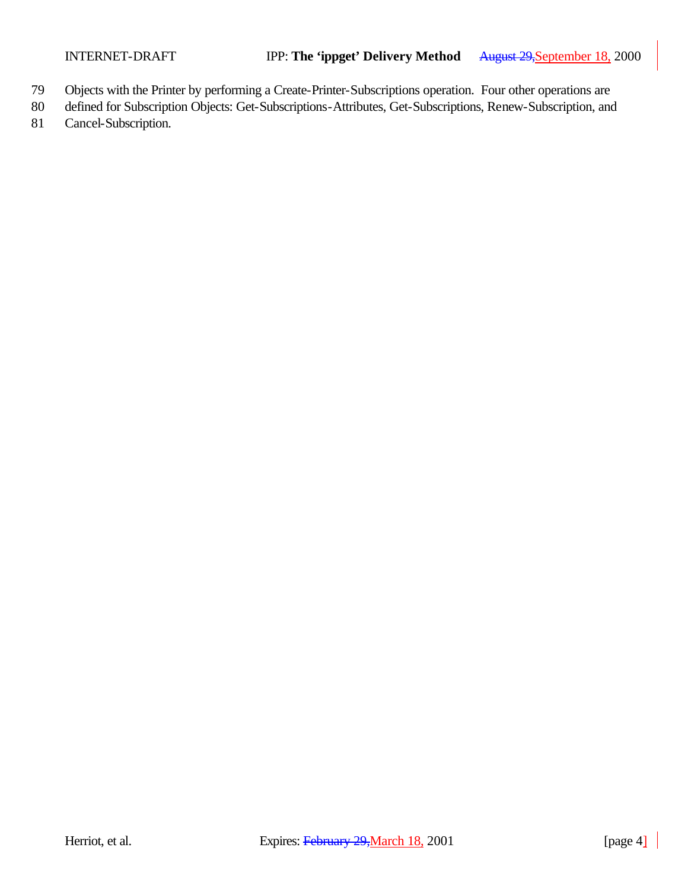Objects with the Printer by performing a Create-Printer-Subscriptions operation. Four other operations are defined for Subscription Objects: Get-Subscriptions-Attributes, Get-Subscriptions, Renew-Subscription, and Cancel-Subscription.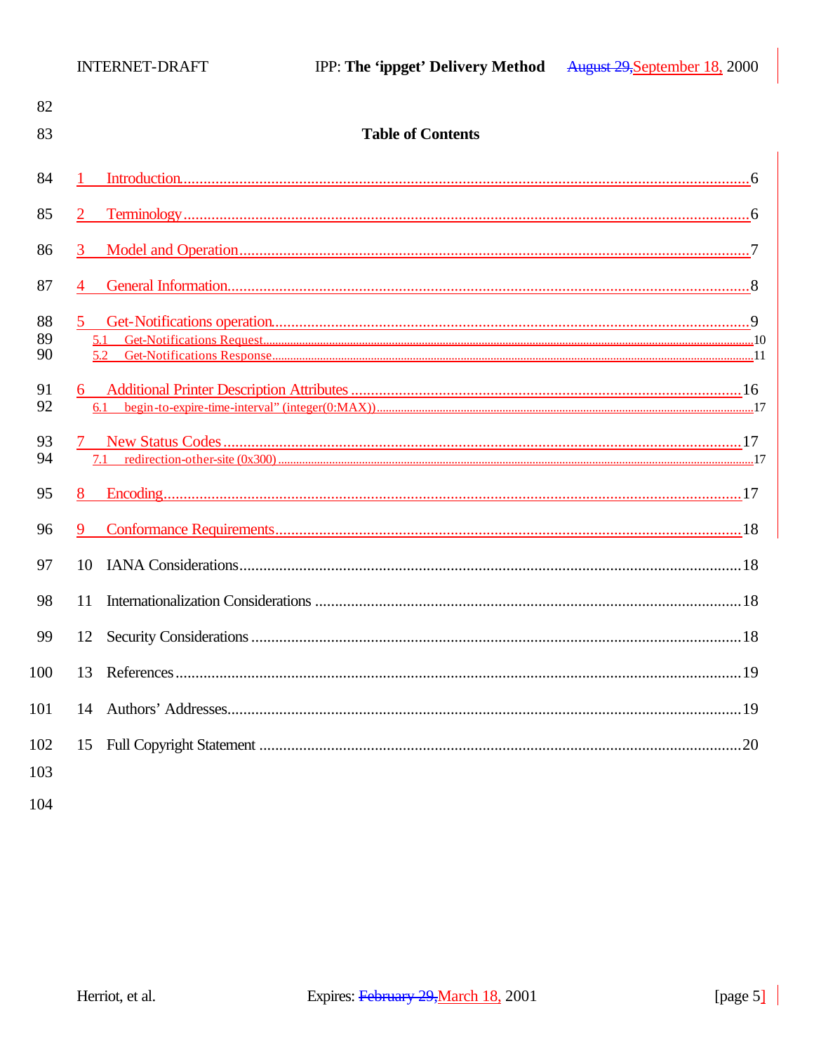# Table of Contents

1 Introduction....6

2 Terminology....6

3 Model and Operation....7

4 General Information....8

5 Get-Notifications operation....9

- 5.1 Get-Notifications Request....10
- 5.2 Get-Notifications Response....11

6 Additional Printer Description Attributes....16

- 6.1 begin-to-expire-time-interval" (integer(0:MAX))....17

7 New Status Codes....17

- 7.1 redirection-other-site (0x300)....17

8 Encoding....17

9 Conformance Requirements....18

10 IANA Considerations....18

11 Internationalization Considerations....18

12 Security Considerations....18

13 References....19

14 Authors' Addresses....19

15 Full Copyright Statement....20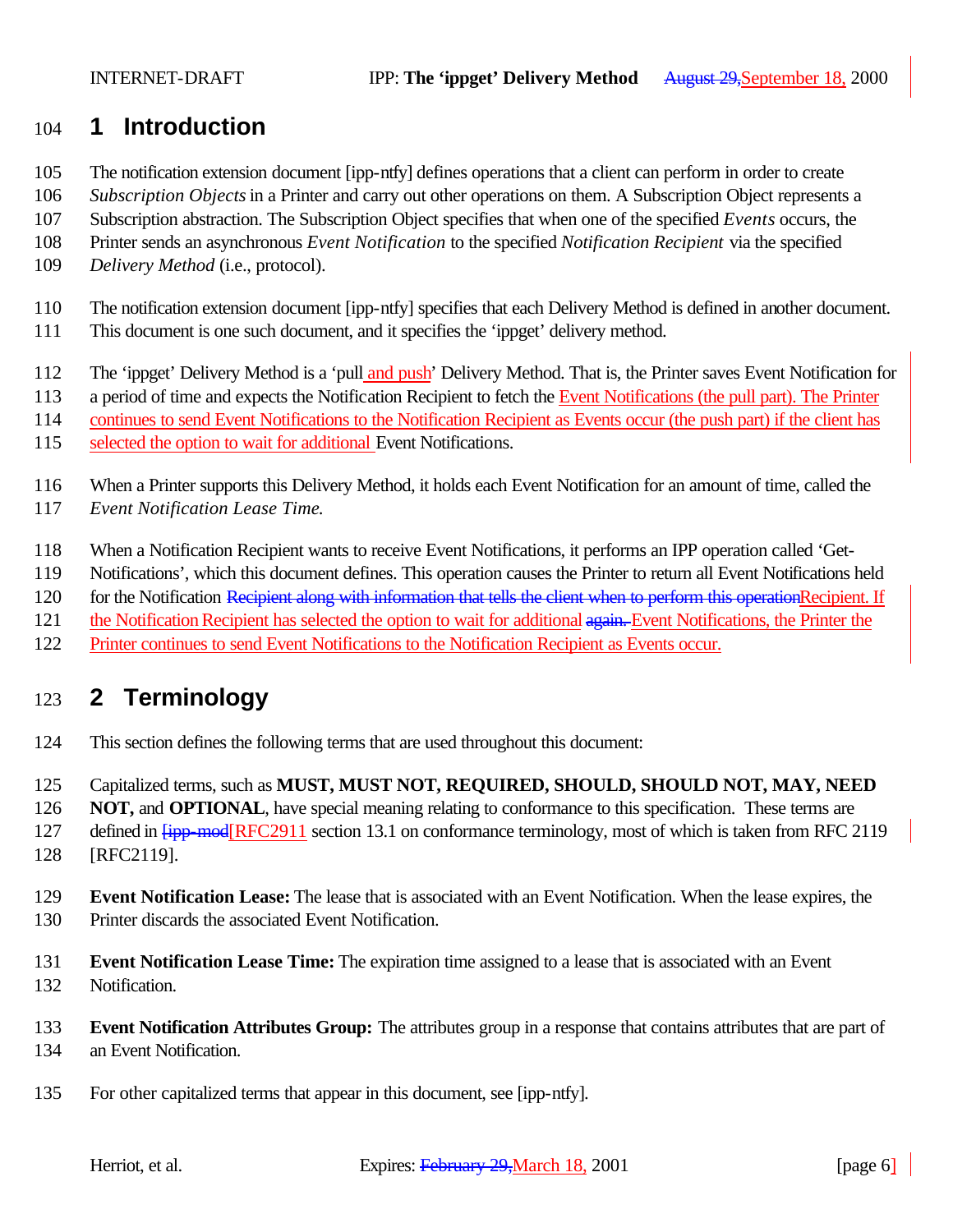# 1 Introduction

The notification extension document [ipp-ntfy] defines operations that a client can perform in order to create *Subscription Objects* in a Printer and carry out other operations on them. A Subscription Object represents a Subscription abstraction. The Subscription Object specifies that when one of the specified *Events* occurs, the Printer sends an asynchronous *Event Notification* to the specified *Notification Recipient* via the specified *Delivery Method* (i.e., protocol).

The notification extension document [ipp-ntfy] specifies that each Delivery Method is defined in another document. This document is one such document, and it specifies the 'ippget' delivery method.

The 'ippget' Delivery Method is a 'pull and push' Delivery Method. That is, the Printer saves Event Notification for a period of time and expects the Notification Recipient to fetch the Event Notifications (the pull part). The Printer continues to send Event Notifications to the Notification Recipient as Events occur (the push part) if the client has selected the option to wait for additional Event Notifications.

When a Printer supports this Delivery Method, it holds each Event Notification for an amount of time, called the *Event Notification Lease Time.*

When a Notification Recipient wants to receive Event Notifications, it performs an IPP operation called 'Get-Notifications', which this document defines. This operation causes the Printer to return all Event Notifications held for the Notification ~~Recipient along with information that tells the client when to perform this operation~~Recipient. If the Notification Recipient has selected the option to wait for additional ~~again.~~ Event Notifications, the Printer the Printer continues to send Event Notifications to the Notification Recipient as Events occur.

# 2 Terminology

This section defines the following terms that are used throughout this document:

Capitalized terms, such as **MUST, MUST NOT, REQUIRED, SHOULD, SHOULD NOT, MAY, NEED NOT,** and **OPTIONAL**, have special meaning relating to conformance to this specification. These terms are defined in ~~[ipp-mod~~[RFC2911 section 13.1 on conformance terminology, most of which is taken from RFC 2119 [RFC2119].

**Event Notification Lease:** The lease that is associated with an Event Notification. When the lease expires, the Printer discards the associated Event Notification.

**Event Notification Lease Time:** The expiration time assigned to a lease that is associated with an Event Notification.

**Event Notification Attributes Group:** The attributes group in a response that contains attributes that are part of an Event Notification.

For other capitalized terms that appear in this document, see [ipp-ntfy].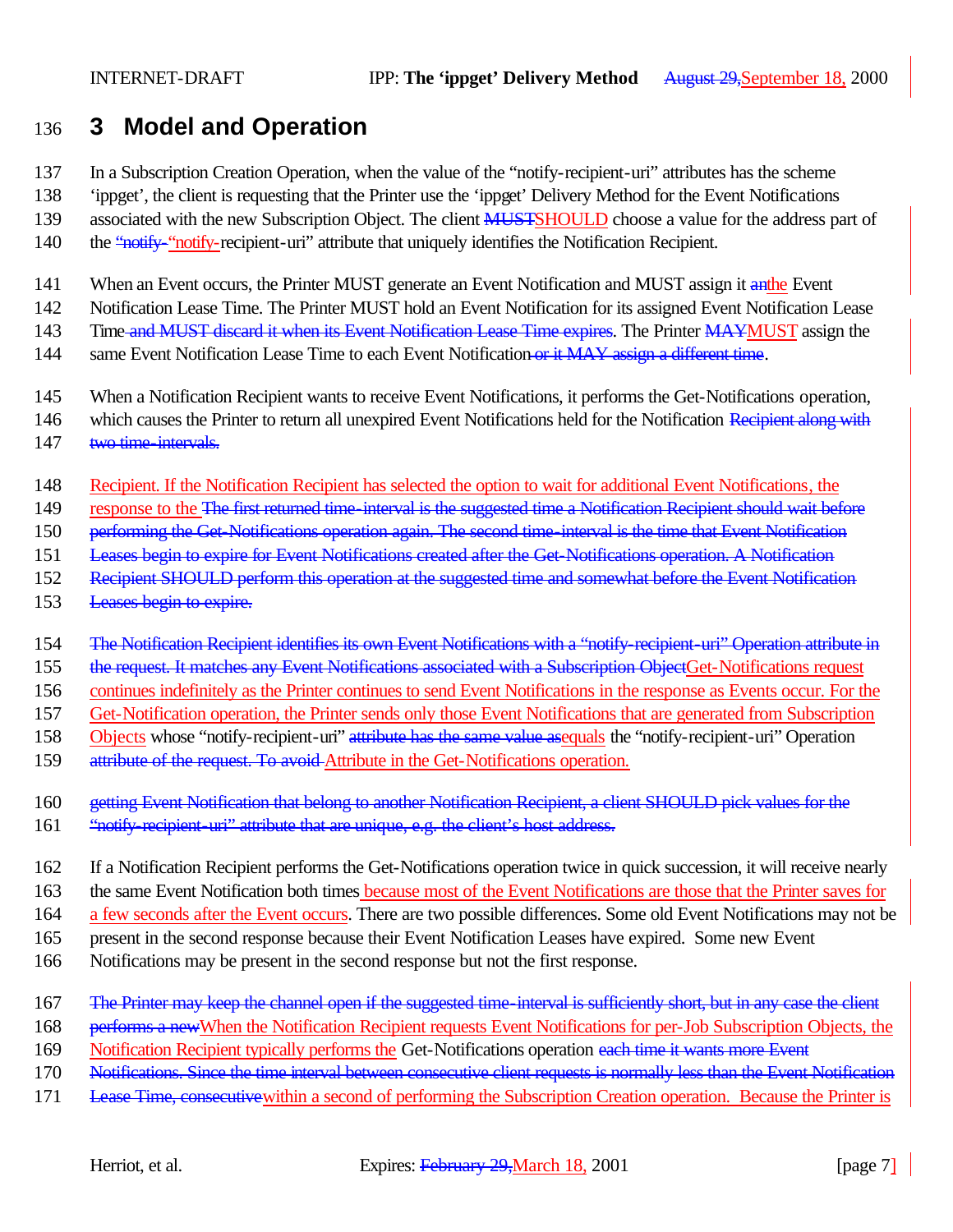# 3 Model and Operation

In a Subscription Creation Operation, when the value of the "notify-recipient-uri" attributes has the scheme 'ippget', the client is requesting that the Printer use the 'ippget' Delivery Method for the Event Notifications associated with the new Subscription Object. The client ~~MUST~~SHOULD choose a value for the address part of the ~~"notify-~~"notify-recipient-uri" attribute that uniquely identifies the Notification Recipient.

When an Event occurs, the Printer MUST generate an Event Notification and MUST assign it ~~an~~the Event Notification Lease Time. The Printer MUST hold an Event Notification for its assigned Event Notification Lease Time~~ and MUST discard it when its Event Notification Lease Time expires~~. The Printer ~~MAY~~MUST assign the same Event Notification Lease Time to each Event Notification~~ or it MAY assign a different time~~.

When a Notification Recipient wants to receive Event Notifications, it performs the Get-Notifications operation, which causes the Printer to return all unexpired Event Notifications held for the Notification ~~Recipient along with two time-intervals.~~

Recipient. If the Notification Recipient has selected the option to wait for additional Event Notifications, the response to the ~~The first returned time-interval is the suggested time a Notification Recipient should wait before performing the Get-Notifications operation again. The second time-interval is the time that Event Notification Leases begin to expire for Event Notifications created after the Get-Notifications operation. A Notification Recipient SHOULD perform this operation at the suggested time and somewhat before the Event Notification Leases begin to expire.~~

~~The Notification Recipient identifies its own Event Notifications with a "notify-recipient-uri" Operation attribute in the request. It matches any Event Notifications associated with a Subscription Object~~Get-Notifications request continues indefinitely as the Printer continues to send Event Notifications in the response as Events occur. For the Get-Notification operation, the Printer sends only those Event Notifications that are generated from Subscription Objects whose "notify-recipient-uri" ~~attribute has the same value as~~equals the "notify-recipient-uri" Operation ~~attribute of the request. To avoid~~ Attribute in the Get-Notifications operation.

~~getting Event Notification that belong to another Notification Recipient, a client SHOULD pick values for the "notify-recipient-uri" attribute that are unique, e.g. the client's host address.~~

If a Notification Recipient performs the Get-Notifications operation twice in quick succession, it will receive nearly the same Event Notification both times because most of the Event Notifications are those that the Printer saves for a few seconds after the Event occurs. There are two possible differences. Some old Event Notifications may not be present in the second response because their Event Notification Leases have expired. Some new Event Notifications may be present in the second response but not the first response.

~~The Printer may keep the channel open if the suggested time-interval is sufficiently short, but in any case the client performs a new~~When the Notification Recipient requests Event Notifications for per-Job Subscription Objects, the Notification Recipient typically performs the Get-Notifications operation ~~each time it wants more Event Notifications. Since the time interval between consecutive client requests is normally less than the Event Notification Lease Time, consecutive~~within a second of performing the Subscription Creation operation. Because the Printer is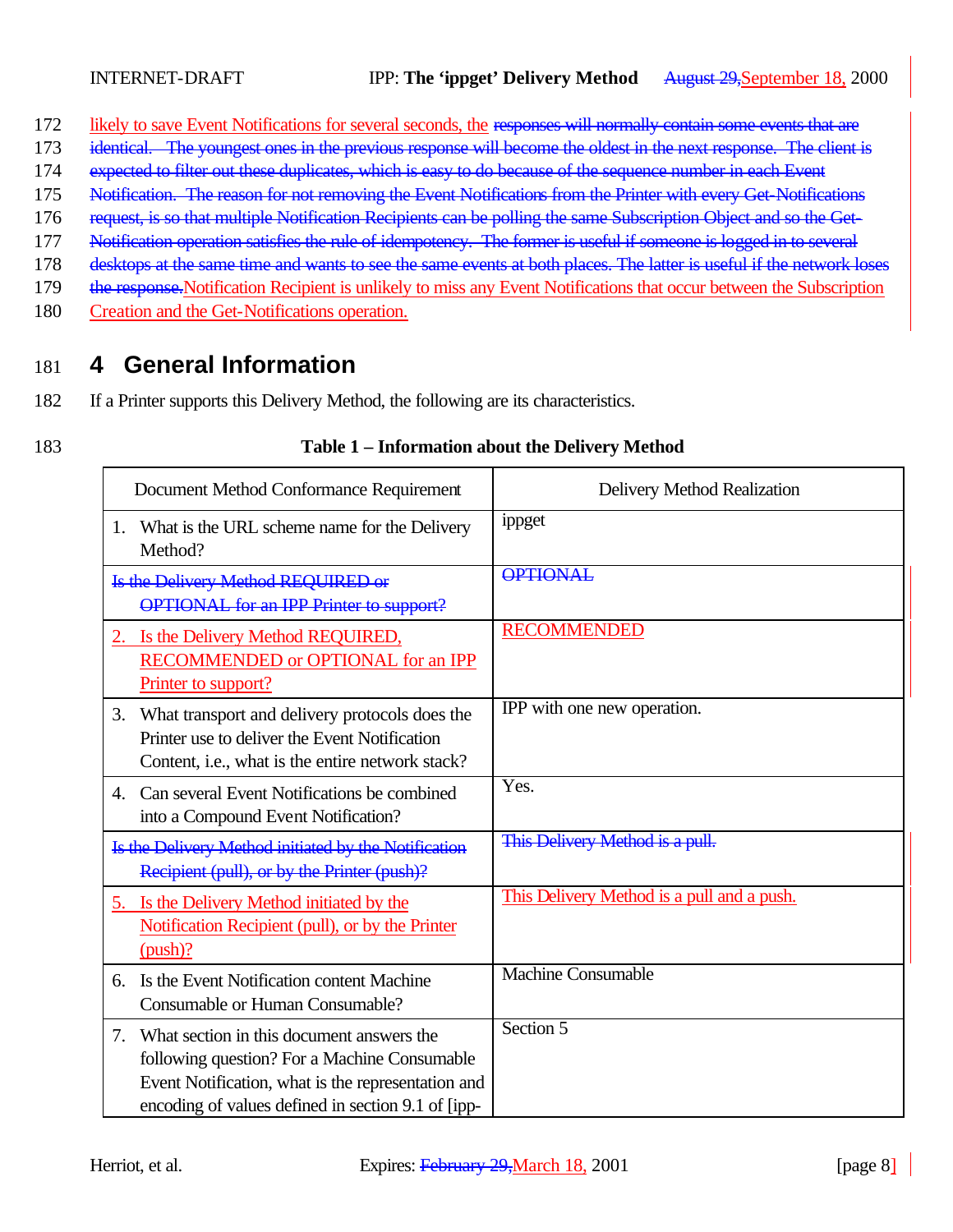likely to save Event Notifications for several seconds, the ~~responses will normally contain some events that are identical. The youngest ones in the previous response will become the oldest in the next response. The client is expected to filter out these duplicates, which is easy to do because of the sequence number in each Event Notification. The reason for not removing the Event Notifications from the Printer with every Get-Notifications request, is so that multiple Notification Recipients can be polling the same Subscription Object and so the Get-Notification operation satisfies the rule of idempotency. The former is useful if someone is logged in to several desktops at the same time and wants to see the same events at both places. The latter is useful if the network loses the response.~~Notification Recipient is unlikely to miss any Event Notifications that occur between the Subscription Creation and the Get-Notifications operation.

# 4 General Information

If a Printer supports this Delivery Method, the following are its characteristics.

**Table 1 – Information about the Delivery Method**

| Document Method Conformance Requirement | Delivery Method Realization |
|---|---|
| 1. What is the URL scheme name for the Delivery Method? | ippget |
| ~~Is the Delivery Method REQUIRED or OPTIONAL for an IPP Printer to support?~~ | ~~OPTIONAL~~ |
| 2. Is the Delivery Method REQUIRED, RECOMMENDED or OPTIONAL for an IPP Printer to support? | RECOMMENDED |
| 3. What transport and delivery protocols does the Printer use to deliver the Event Notification Content, i.e., what is the entire network stack? | IPP with one new operation. |
| 4. Can several Event Notifications be combined into a Compound Event Notification? | Yes. |
| ~~Is the Delivery Method initiated by the Notification Recipient (pull), or by the Printer (push)?~~ | ~~This Delivery Method is a pull.~~ |
| 5. Is the Delivery Method initiated by the Notification Recipient (pull), or by the Printer (push)? | This Delivery Method is a pull and a push. |
| 6. Is the Event Notification content Machine Consumable or Human Consumable? | Machine Consumable |
| 7. What section in this document answers the following question? For a Machine Consumable Event Notification, what is the representation and encoding of values defined in section 9.1 of [ipp- | Section 5 |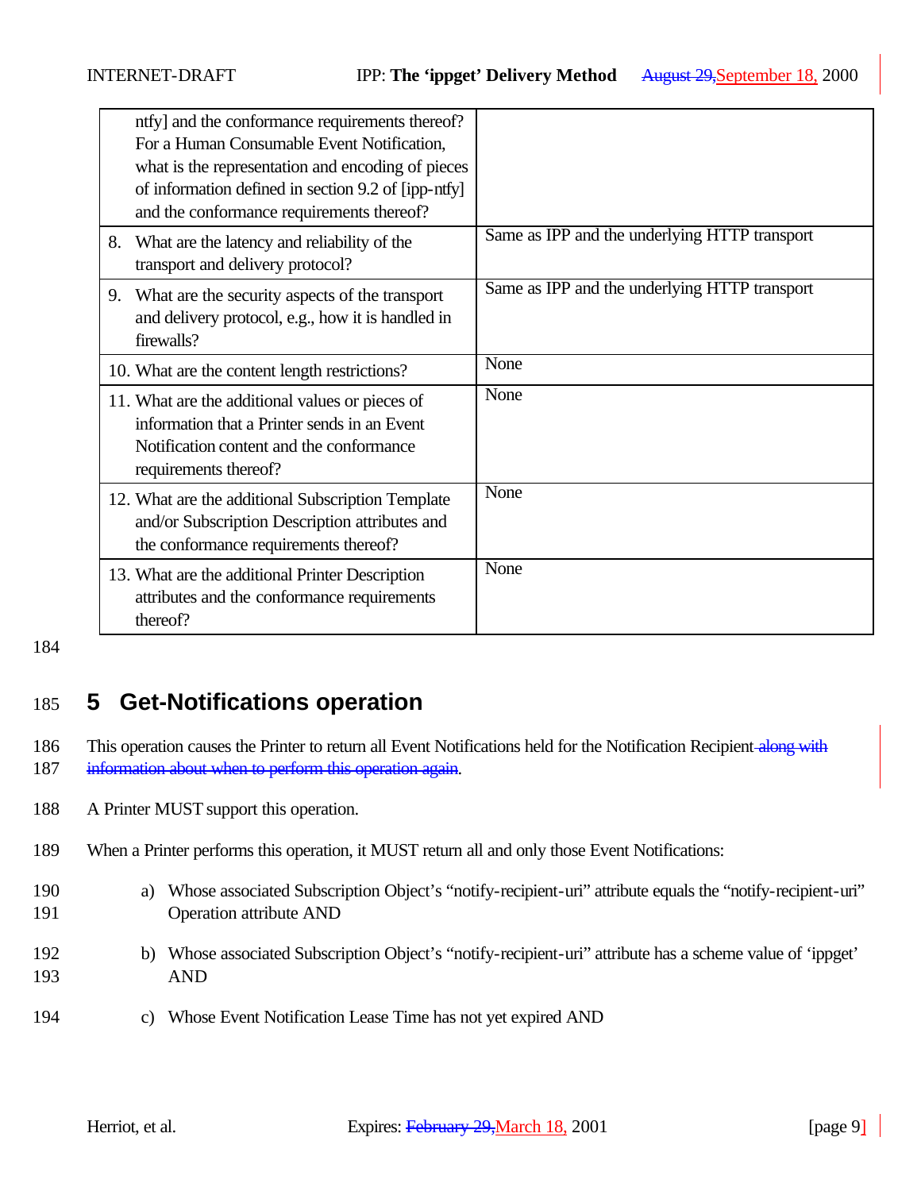| | |
|---|---|
| ntfy] and the conformance requirements thereof? For a Human Consumable Event Notification, what is the representation and encoding of pieces of information defined in section 9.2 of [ipp-ntfy] and the conformance requirements thereof? | |
| 8. What are the latency and reliability of the transport and delivery protocol? | Same as IPP and the underlying HTTP transport |
| 9. What are the security aspects of the transport and delivery protocol, e.g., how it is handled in firewalls? | Same as IPP and the underlying HTTP transport |
| 10. What are the content length restrictions? | None |
| 11. What are the additional values or pieces of information that a Printer sends in an Event Notification content and the conformance requirements thereof? | None |
| 12. What are the additional Subscription Template and/or Subscription Description attributes and the conformance requirements thereof? | None |
| 13. What are the additional Printer Description attributes and the conformance requirements thereof? | None |

# 5 Get-Notifications operation

This operation causes the Printer to return all Event Notifications held for the Notification Recipient ~~along with information about when to perform this operation again~~.

A Printer MUST support this operation.

When a Printer performs this operation, it MUST return all and only those Event Notifications:

a) Whose associated Subscription Object's "notify-recipient-uri" attribute equals the "notify-recipient-uri" Operation attribute AND

b) Whose associated Subscription Object's "notify-recipient-uri" attribute has a scheme value of 'ippget' AND

c) Whose Event Notification Lease Time has not yet expired AND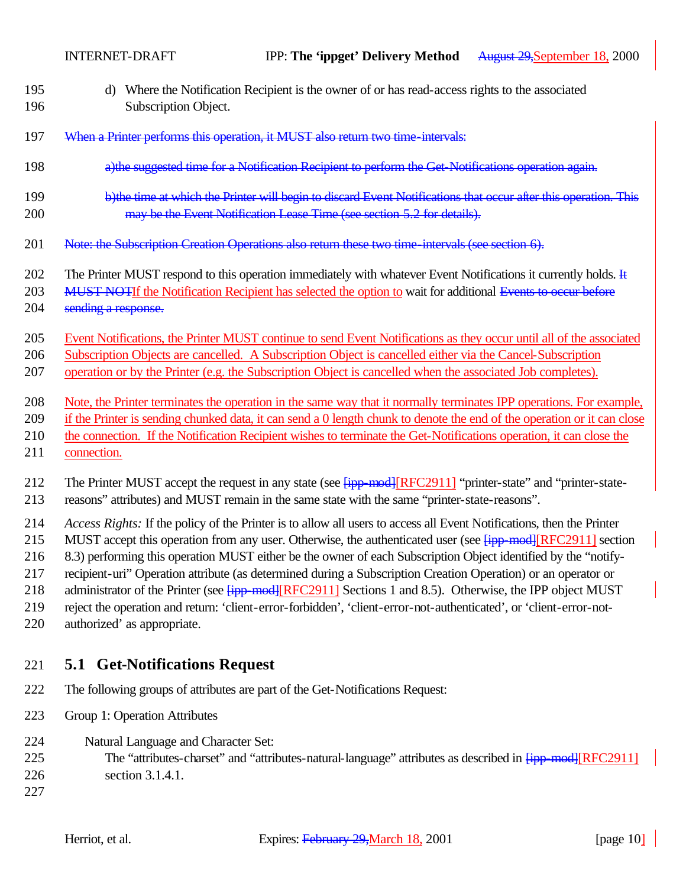d) Where the Notification Recipient is the owner of or has read-access rights to the associated Subscription Object.

~~When a Printer performs this operation, it MUST also return two time-intervals:~~

~~a)the suggested time for a Notification Recipient to perform the Get-Notifications operation again.~~

~~b)the time at which the Printer will begin to discard Event Notifications that occur after this operation. This may be the Event Notification Lease Time (see section 5.2 for details).~~

~~Note: the Subscription Creation Operations also return these two time-intervals (see section 6).~~

The Printer MUST respond to this operation immediately with whatever Event Notifications it currently holds. ~~It MUST NOT~~If the Notification Recipient has selected the option to wait for additional ~~Events to occur before sending a response.~~

Event Notifications, the Printer MUST continue to send Event Notifications as they occur until all of the associated Subscription Objects are cancelled. A Subscription Object is cancelled either via the Cancel-Subscription operation or by the Printer (e.g. the Subscription Object is cancelled when the associated Job completes).

Note, the Printer terminates the operation in the same way that it normally terminates IPP operations. For example, if the Printer is sending chunked data, it can send a 0 length chunk to denote the end of the operation or it can close the connection. If the Notification Recipient wishes to terminate the Get-Notifications operation, it can close the connection.

The Printer MUST accept the request in any state (see ~~[ipp-mod]~~[RFC2911] “printer-state” and “printer-state-reasons” attributes) and MUST remain in the same state with the same “printer-state-reasons”.

*Access Rights:* If the policy of the Printer is to allow all users to access all Event Notifications, then the Printer MUST accept this operation from any user. Otherwise, the authenticated user (see ~~[ipp-mod]~~[RFC2911] section 8.3) performing this operation MUST either be the owner of each Subscription Object identified by the “notify-recipient-uri” Operation attribute (as determined during a Subscription Creation Operation) or an operator or administrator of the Printer (see ~~[ipp-mod]~~[RFC2911] Sections 1 and 8.5). Otherwise, the IPP object MUST reject the operation and return: ‘client-error-forbidden’, ‘client-error-not-authenticated’, or ‘client-error-not-authorized’ as appropriate.

## 5.1 Get-Notifications Request

The following groups of attributes are part of the Get-Notifications Request:

Group 1: Operation Attributes

Natural Language and Character Set:
The “attributes-charset” and “attributes-natural-language” attributes as described in ~~[ipp-mod]~~[RFC2911] section 3.1.4.1.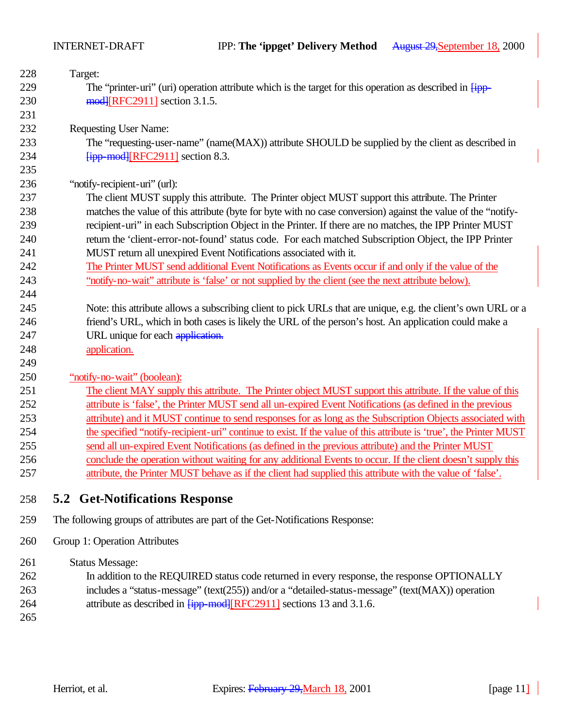Target:

The “printer-uri” (uri) operation attribute which is the target for this operation as described in ~~[ipp-mod]~~[RFC2911] section 3.1.5.

Requesting User Name:

The “requesting-user-name” (name(MAX)) attribute SHOULD be supplied by the client as described in ~~[ipp-mod]~~[RFC2911] section 8.3.

“notify-recipient-uri” (url):

The client MUST supply this attribute. The Printer object MUST support this attribute. The Printer matches the value of this attribute (byte for byte with no case conversion) against the value of the “notify-recipient-uri” in each Subscription Object in the Printer. If there are no matches, the IPP Printer MUST return the ‘client-error-not-found’ status code. For each matched Subscription Object, the IPP Printer MUST return all unexpired Event Notifications associated with it.
The Printer MUST send additional Event Notifications as Events occur if and only if the value of the “notify-no-wait” attribute is ‘false’ or not supplied by the client (see the next attribute below).

Note: this attribute allows a subscribing client to pick URLs that are unique, e.g. the client’s own URL or a friend’s URL, which in both cases is likely the URL of the person’s host. An application could make a URL unique for each ~~application.~~
application.

“notify-no-wait” (boolean):

The client MAY supply this attribute. The Printer object MUST support this attribute. If the value of this attribute is ‘false’, the Printer MUST send all un-expired Event Notifications (as defined in the previous attribute) and it MUST continue to send responses for as long as the Subscription Objects associated with the specified “notify-recipient-uri” continue to exist. If the value of this attribute is ‘true’, the Printer MUST send all un-expired Event Notifications (as defined in the previous attribute) and the Printer MUST conclude the operation without waiting for any additional Events to occur. If the client doesn’t supply this attribute, the Printer MUST behave as if the client had supplied this attribute with the value of ‘false’.

## 5.2 Get-Notifications Response

The following groups of attributes are part of the Get-Notifications Response:

Group 1: Operation Attributes

Status Message:

In addition to the REQUIRED status code returned in every response, the response OPTIONALLY includes a “status-message” (text(255)) and/or a “detailed-status-message” (text(MAX)) operation attribute as described in ~~[ipp-mod]~~[RFC2911] sections 13 and 3.1.6.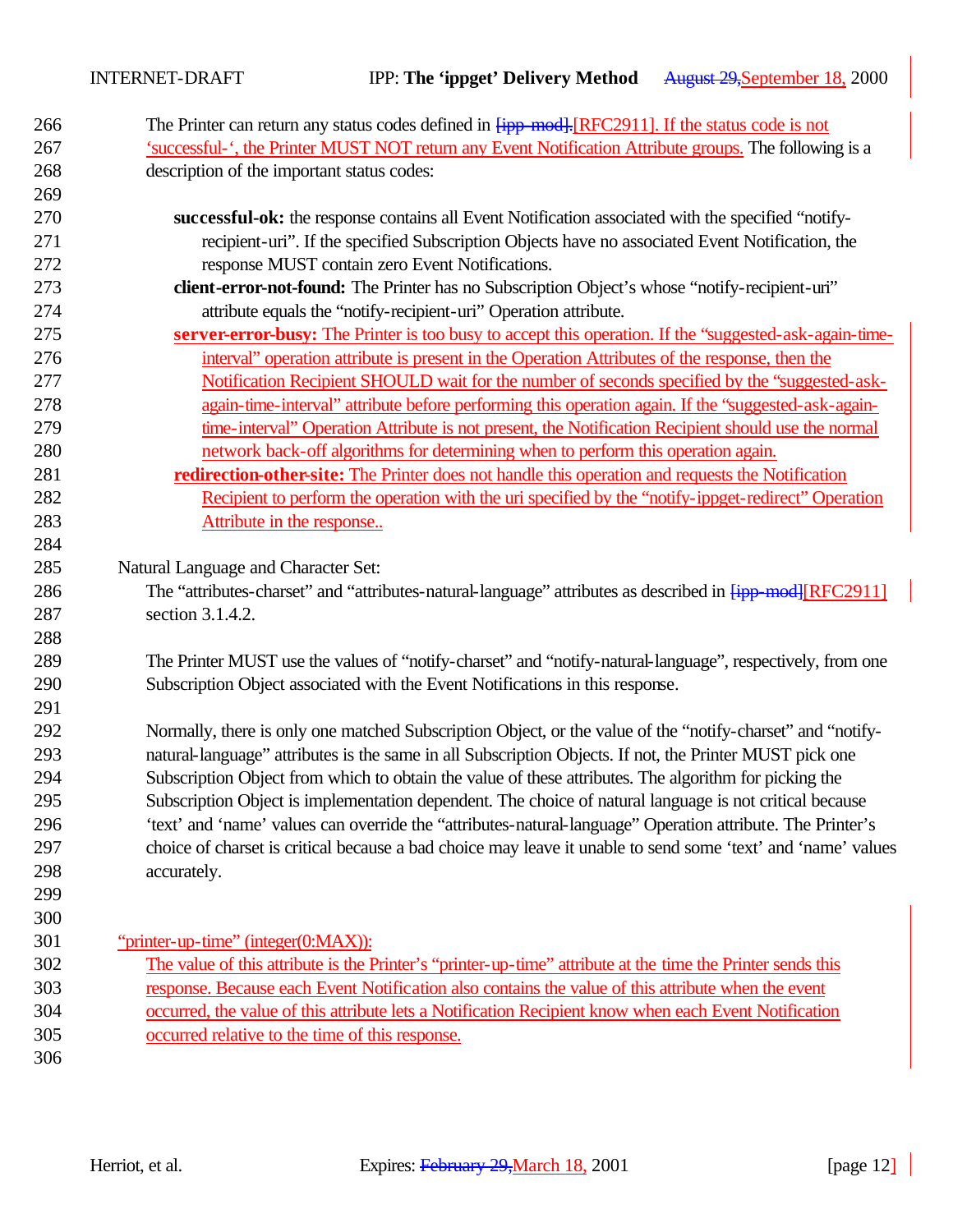The Printer can return any status codes defined in [ipp-mod].[RFC2911]. If the status code is not 'successful-', the Printer MUST NOT return any Event Notification Attribute groups. The following is a description of the important status codes:

**successful-ok:** the response contains all Event Notification associated with the specified "notify-recipient-uri". If the specified Subscription Objects have no associated Event Notification, the response MUST contain zero Event Notifications.

**client-error-not-found:** The Printer has no Subscription Object's whose "notify-recipient-uri" attribute equals the "notify-recipient-uri" Operation attribute.

**server-error-busy:** The Printer is too busy to accept this operation. If the "suggested-ask-again-time-interval" operation attribute is present in the Operation Attributes of the response, then the Notification Recipient SHOULD wait for the number of seconds specified by the "suggested-ask-again-time-interval" attribute before performing this operation again. If the "suggested-ask-again-time-interval" Operation Attribute is not present, the Notification Recipient should use the normal network back-off algorithms for determining when to perform this operation again.

**redirection-other-site:** The Printer does not handle this operation and requests the Notification Recipient to perform the operation with the uri specified by the "notify-ippget-redirect" Operation Attribute in the response..

Natural Language and Character Set:

The "attributes-charset" and "attributes-natural-language" attributes as described in [ipp-mod][RFC2911] section 3.1.4.2.

The Printer MUST use the values of "notify-charset" and "notify-natural-language", respectively, from one Subscription Object associated with the Event Notifications in this response.

Normally, there is only one matched Subscription Object, or the value of the "notify-charset" and "notify-natural-language" attributes is the same in all Subscription Objects. If not, the Printer MUST pick one Subscription Object from which to obtain the value of these attributes. The algorithm for picking the Subscription Object is implementation dependent. The choice of natural language is not critical because 'text' and 'name' values can override the "attributes-natural-language" Operation attribute. The Printer's choice of charset is critical because a bad choice may leave it unable to send some 'text' and 'name' values accurately.

"printer-up-time" (integer(0:MAX)):

The value of this attribute is the Printer's "printer-up-time" attribute at the time the Printer sends this response. Because each Event Notification also contains the value of this attribute when the event occurred, the value of this attribute lets a Notification Recipient know when each Event Notification occurred relative to the time of this response.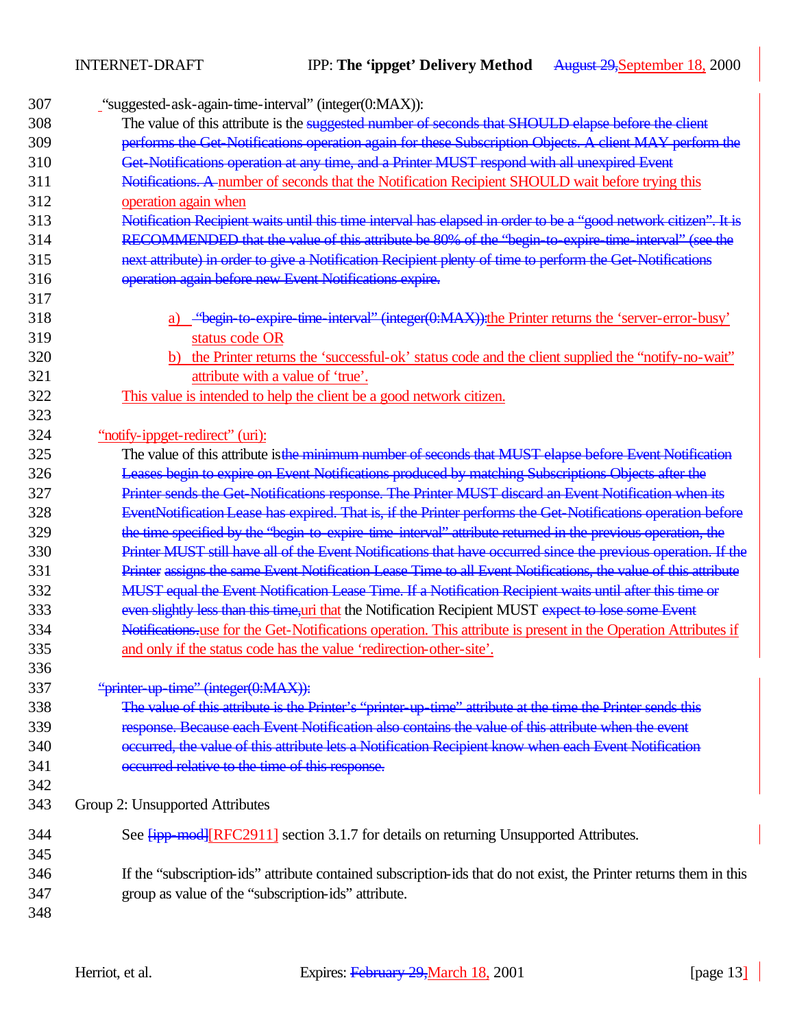"suggested-ask-again-time-interval" (integer(0:MAX)):

The value of this attribute is the ~~suggested number of seconds that SHOULD elapse before the client performs the Get-Notifications operation again for these Subscription Objects. A client MAY perform the Get-Notifications operation at any time, and a Printer MUST respond with all unexpired Event Notifications. A~~ number of seconds that the Notification Recipient SHOULD wait before trying this operation again when ~~Notification Recipient waits until this time interval has elapsed in order to be a "good network citizen". It is RECOMMENDED that the value of this attribute be 80% of the "begin-to-expire-time-interval" (see the next attribute) in order to give a Notification Recipient plenty of time to perform the Get-Notifications operation again before new Event Notifications expire.~~

a) ~~"begin-to-expire-time-interval" (integer(0:MAX)):~~the Printer returns the 'server-error-busy' status code OR

b) the Printer returns the 'successful-ok' status code and the client supplied the "notify-no-wait" attribute with a value of 'true'.

This value is intended to help the client be a good network citizen.

"notify-ippget-redirect" (uri):

The value of this attribute is~~the minimum number of seconds that MUST elapse before Event Notification Leases begin to expire on Event Notifications produced by matching Subscriptions Objects after the Printer sends the Get-Notifications response. The Printer MUST discard an Event Notification when its EventNotification Lease has expired. That is, if the Printer performs the Get-Notifications operation before the time specified by the "begin-to-expire-time-interval" attribute returned in the previous operation, the Printer MUST still have all of the Event Notifications that have occurred since the previous operation. If the Printer assigns the same Event Notification Lease Time to all Event Notifications, the value of this attribute MUST equal the Event Notification Lease Time. If a Notification Recipient waits until after this time or even slightly less than this time,~~uri that the Notification Recipient MUST ~~expect to lose some Event Notifications.~~use for the Get-Notifications operation. This attribute is present in the Operation Attributes if and only if the status code has the value 'redirection-other-site'.

~~"printer-up-time" (integer(0:MAX)):~~

~~The value of this attribute is the Printer's "printer-up-time" attribute at the time the Printer sends this response. Because each Event Notification also contains the value of this attribute when the event occurred, the value of this attribute lets a Notification Recipient know when each Event Notification occurred relative to the time of this response.~~

Group 2: Unsupported Attributes

See ~~[ipp-mod]~~[RFC2911] section 3.1.7 for details on returning Unsupported Attributes.

If the "subscription-ids" attribute contained subscription-ids that do not exist, the Printer returns them in this group as value of the "subscription-ids" attribute.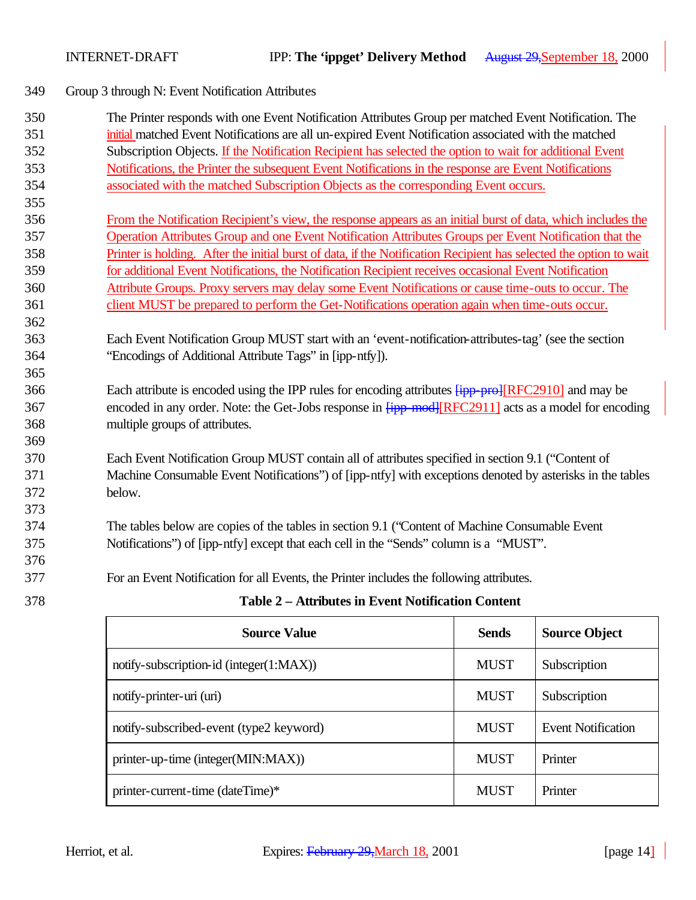Group 3 through N: Event Notification Attributes

The Printer responds with one Event Notification Attributes Group per matched Event Notification. The initial matched Event Notifications are all un-expired Event Notification associated with the matched Subscription Objects. If the Notification Recipient has selected the option to wait for additional Event Notifications, the Printer the subsequent Event Notifications in the response are Event Notifications associated with the matched Subscription Objects as the corresponding Event occurs.

From the Notification Recipient's view, the response appears as an initial burst of data, which includes the Operation Attributes Group and one Event Notification Attributes Groups per Event Notification that the Printer is holding. After the initial burst of data, if the Notification Recipient has selected the option to wait for additional Event Notifications, the Notification Recipient receives occasional Event Notification Attribute Groups. Proxy servers may delay some Event Notifications or cause time-outs to occur. The client MUST be prepared to perform the Get-Notifications operation again when time-outs occur.

Each Event Notification Group MUST start with an 'event-notification-attributes-tag' (see the section "Encodings of Additional Attribute Tags" in [ipp-ntfy]).

Each attribute is encoded using the IPP rules for encoding attributes ~~[ipp-pro]~~[RFC2910] and may be encoded in any order. Note: the Get-Jobs response in ~~[ipp-mod]~~[RFC2911] acts as a model for encoding multiple groups of attributes.

Each Event Notification Group MUST contain all of attributes specified in section 9.1 ("Content of Machine Consumable Event Notifications") of [ipp-ntfy] with exceptions denoted by asterisks in the tables below.

The tables below are copies of the tables in section 9.1 ("Content of Machine Consumable Event Notifications") of [ipp-ntfy] except that each cell in the "Sends" column is a "MUST".

For an Event Notification for all Events, the Printer includes the following attributes.

**Table 2 – Attributes in Event Notification Content**

| Source Value | Sends | Source Object |
|---|---|---|
| notify-subscription-id (integer(1:MAX)) | MUST | Subscription |
| notify-printer-uri (uri) | MUST | Subscription |
| notify-subscribed-event (type2 keyword) | MUST | Event Notification |
| printer-up-time (integer(MIN:MAX)) | MUST | Printer |
| printer-current-time (dateTime)* | MUST | Printer |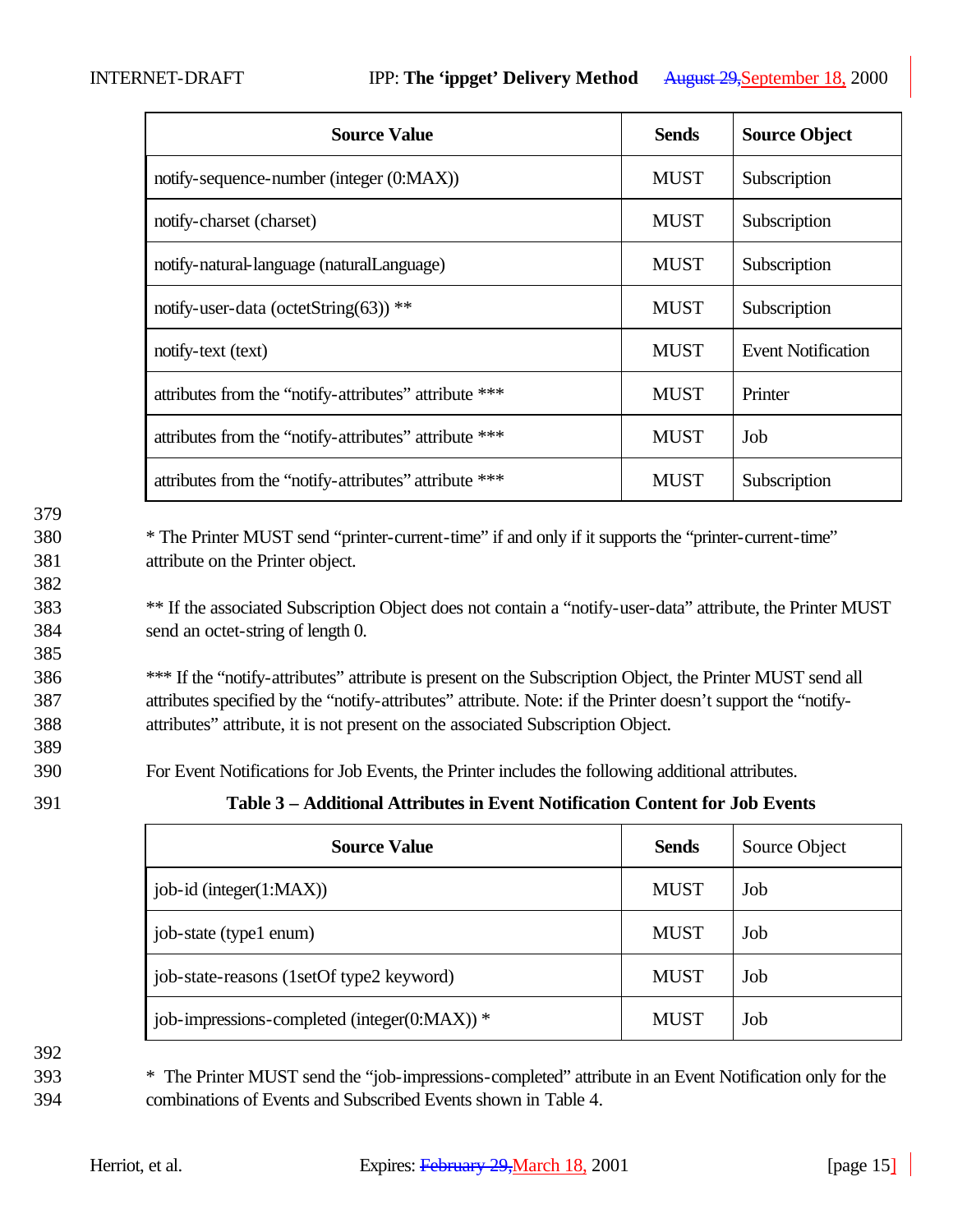| Source Value | Sends | Source Object |
|---|---|---|
| notify-sequence-number (integer (0:MAX)) | MUST | Subscription |
| notify-charset (charset) | MUST | Subscription |
| notify-natural-language (naturalLanguage) | MUST | Subscription |
| notify-user-data (octetString(63)) ** | MUST | Subscription |
| notify-text (text) | MUST | Event Notification |
| attributes from the “notify-attributes” attribute *** | MUST | Printer |
| attributes from the “notify-attributes” attribute *** | MUST | Job |
| attributes from the “notify-attributes” attribute *** | MUST | Subscription |

* The Printer MUST send “printer-current-time” if and only if it supports the “printer-current-time” attribute on the Printer object.

** If the associated Subscription Object does not contain a “notify-user-data” attribute, the Printer MUST send an octet-string of length 0.

*** If the “notify-attributes” attribute is present on the Subscription Object, the Printer MUST send all attributes specified by the “notify-attributes” attribute. Note: if the Printer doesn’t support the “notify-attributes” attribute, it is not present on the associated Subscription Object.

For Event Notifications for Job Events, the Printer includes the following additional attributes.

**Table 3 – Additional Attributes in Event Notification Content for Job Events**

| Source Value | Sends | Source Object |
|---|---|---|
| job-id (integer(1:MAX)) | MUST | Job |
| job-state (type1 enum) | MUST | Job |
| job-state-reasons (1setOf type2 keyword) | MUST | Job |
| job-impressions-completed (integer(0:MAX)) * | MUST | Job |

* The Printer MUST send the “job-impressions-completed” attribute in an Event Notification only for the combinations of Events and Subscribed Events shown in Table 4.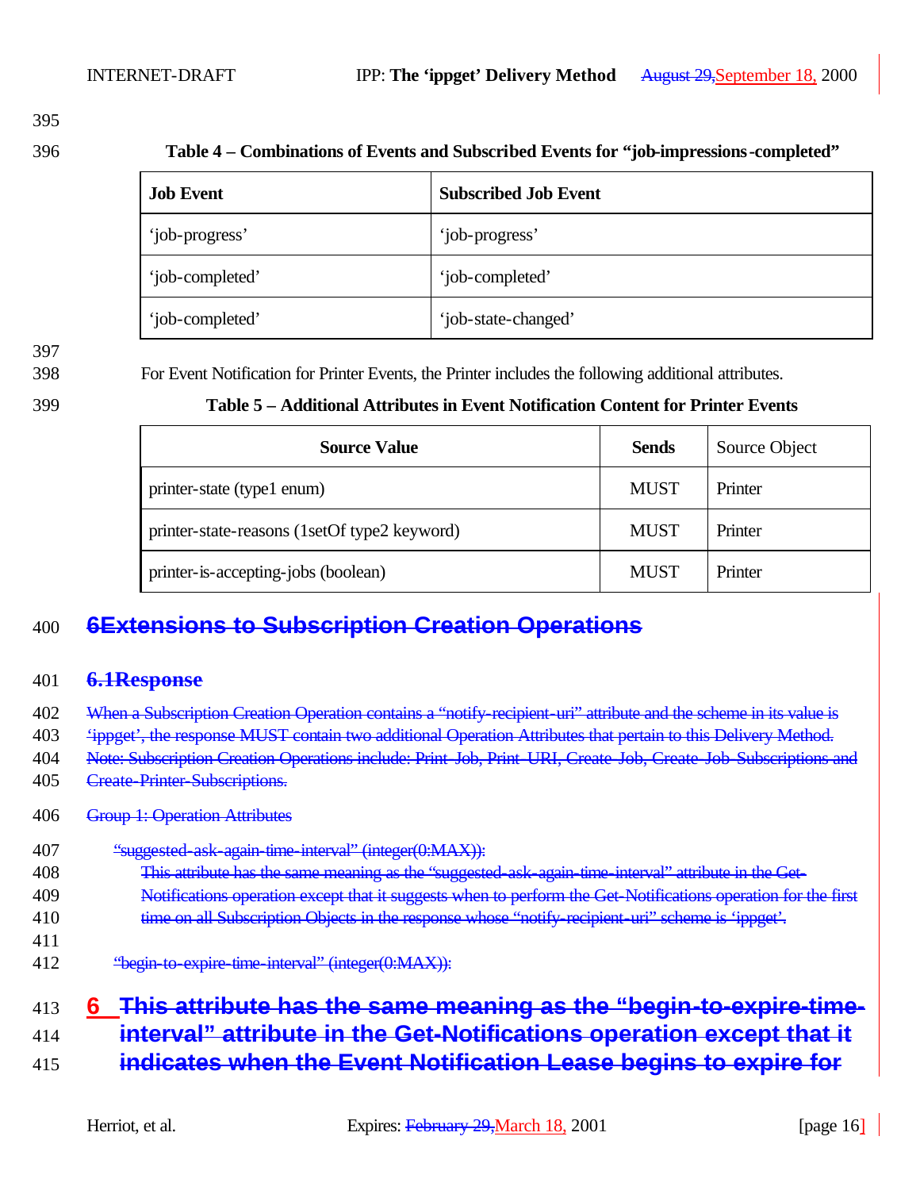**Table 4 – Combinations of Events and Subscribed Events for "job-impressions-completed"**

| Job Event | Subscribed Job Event |
|---|---|
| 'job-progress' | 'job-progress' |
| 'job-completed' | 'job-completed' |
| 'job-completed' | 'job-state-changed' |

For Event Notification for Printer Events, the Printer includes the following additional attributes.

**Table 5 – Additional Attributes in Event Notification Content for Printer Events**

| Source Value | Sends | Source Object |
|---|---|---|
| printer-state (type1 enum) | MUST | Printer |
| printer-state-reasons (1setOf type2 keyword) | MUST | Printer |
| printer-is-accepting-jobs (boolean) | MUST | Printer |

# ~~6 Extensions to Subscription Creation Operations~~

## ~~6.1 Response~~

~~When a Subscription Creation Operation contains a "notify-recipient-uri" attribute and the scheme in its value is 'ippget', the response MUST contain two additional Operation Attributes that pertain to this Delivery Method. Note: Subscription Creation Operations include: Print-Job, Print-URI, Create-Job, Create-Job-Subscriptions and Create-Printer-Subscriptions.~~

~~Group 1: Operation Attributes~~

~~"suggested-ask-again-time-interval" (integer(0:MAX)):~~

~~This attribute has the same meaning as the "suggested-ask-again-time-interval" attribute in the Get-Notifications operation except that it suggests when to perform the Get-Notifications operation for the first time on all Subscription Objects in the response whose "notify-recipient-uri" scheme is 'ippget'.~~

~~"begin-to-expire-time-interval" (integer(0:MAX)):~~

# 6 ~~This attribute has the same meaning as the "begin-to-expire-time-interval" attribute in the Get-Notifications operation except that it indicates when the Event Notification Lease begins to expire for~~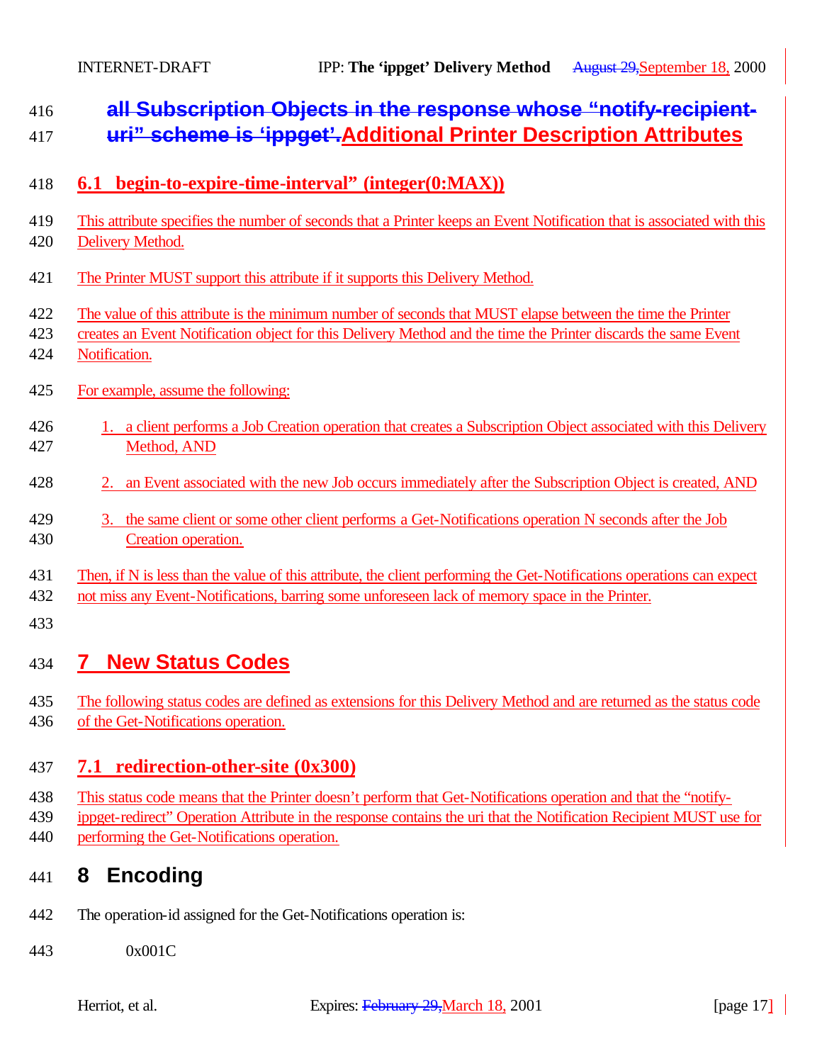# ~~all Subscription Objects in the response whose "notify-recipient-uri" scheme is 'ippget'.~~Additional Printer Description Attributes

## 6.1 begin-to-expire-time-interval" (integer(0:MAX))

This attribute specifies the number of seconds that a Printer keeps an Event Notification that is associated with this Delivery Method.

The Printer MUST support this attribute if it supports this Delivery Method.

The value of this attribute is the minimum number of seconds that MUST elapse between the time the Printer creates an Event Notification object for this Delivery Method and the time the Printer discards the same Event Notification.

For example, assume the following:

1. a client performs a Job Creation operation that creates a Subscription Object associated with this Delivery Method, AND
2. an Event associated with the new Job occurs immediately after the Subscription Object is created, AND
3. the same client or some other client performs a Get-Notifications operation N seconds after the Job Creation operation.

Then, if N is less than the value of this attribute, the client performing the Get-Notifications operations can expect not miss any Event-Notifications, barring some unforeseen lack of memory space in the Printer.

# 7 New Status Codes

The following status codes are defined as extensions for this Delivery Method and are returned as the status code of the Get-Notifications operation.

## 7.1 redirection-other-site (0x300)

This status code means that the Printer doesn't perform that Get-Notifications operation and that the "notify-ippget-redirect" Operation Attribute in the response contains the uri that the Notification Recipient MUST use for performing the Get-Notifications operation.

# 8 Encoding

The operation-id assigned for the Get-Notifications operation is:

0x001C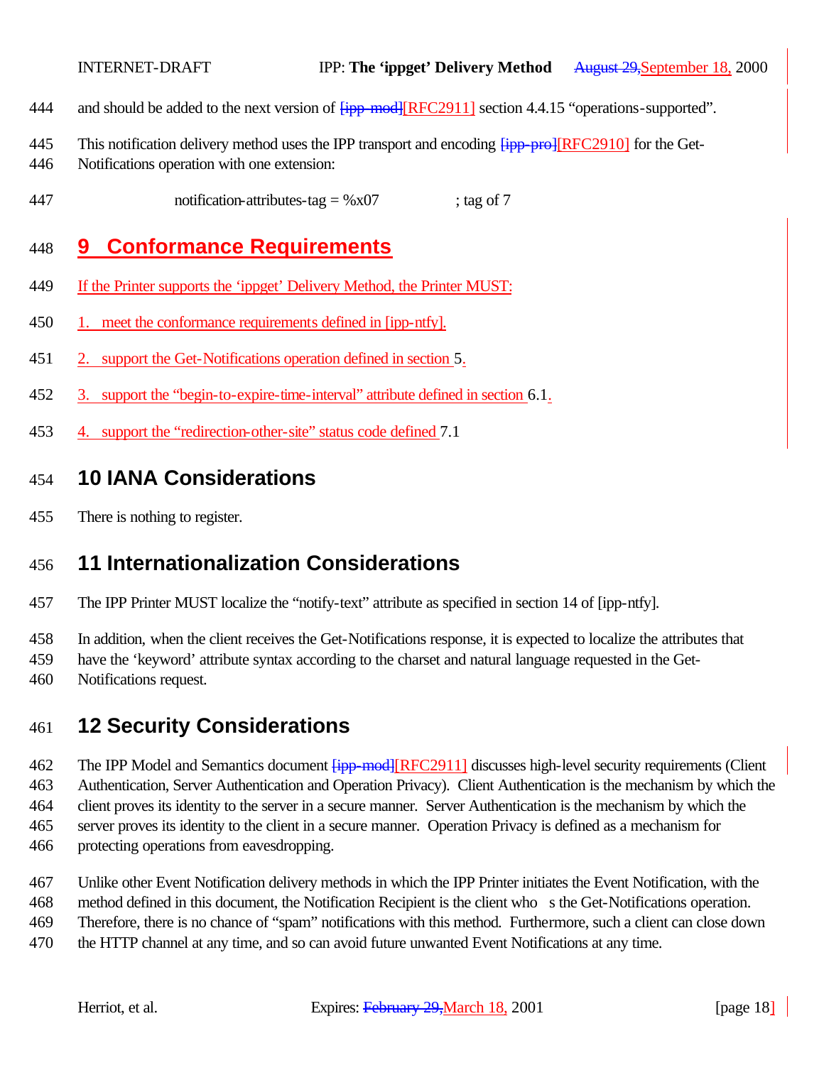and should be added to the next version of [ipp-mod][RFC2911] section 4.4.15 "operations-supported".

This notification delivery method uses the IPP transport and encoding [ipp-pro][RFC2910] for the Get-Notifications operation with one extension:

```
notification-attributes-tag = %x07          ; tag of 7
```

# 9 Conformance Requirements

If the Printer supports the 'ippget' Delivery Method, the Printer MUST:

1. meet the conformance requirements defined in [ipp-ntfy].
2. support the Get-Notifications operation defined in section 5.
3. support the "begin-to-expire-time-interval" attribute defined in section 6.1.
4. support the "redirection-other-site" status code defined 7.1

# 10 IANA Considerations

There is nothing to register.

# 11 Internationalization Considerations

The IPP Printer MUST localize the "notify-text" attribute as specified in section 14 of [ipp-ntfy].

In addition, when the client receives the Get-Notifications response, it is expected to localize the attributes that have the 'keyword' attribute syntax according to the charset and natural language requested in the Get-Notifications request.

# 12 Security Considerations

The IPP Model and Semantics document [ipp-mod][RFC2911] discusses high-level security requirements (Client Authentication, Server Authentication and Operation Privacy). Client Authentication is the mechanism by which the client proves its identity to the server in a secure manner. Server Authentication is the mechanism by which the server proves its identity to the client in a secure manner. Operation Privacy is defined as a mechanism for protecting operations from eavesdropping.

Unlike other Event Notification delivery methods in which the IPP Printer initiates the Event Notification, with the method defined in this document, the Notification Recipient is the client who s the Get-Notifications operation. Therefore, there is no chance of "spam" notifications with this method. Furthermore, such a client can close down the HTTP channel at any time, and so can avoid future unwanted Event Notifications at any time.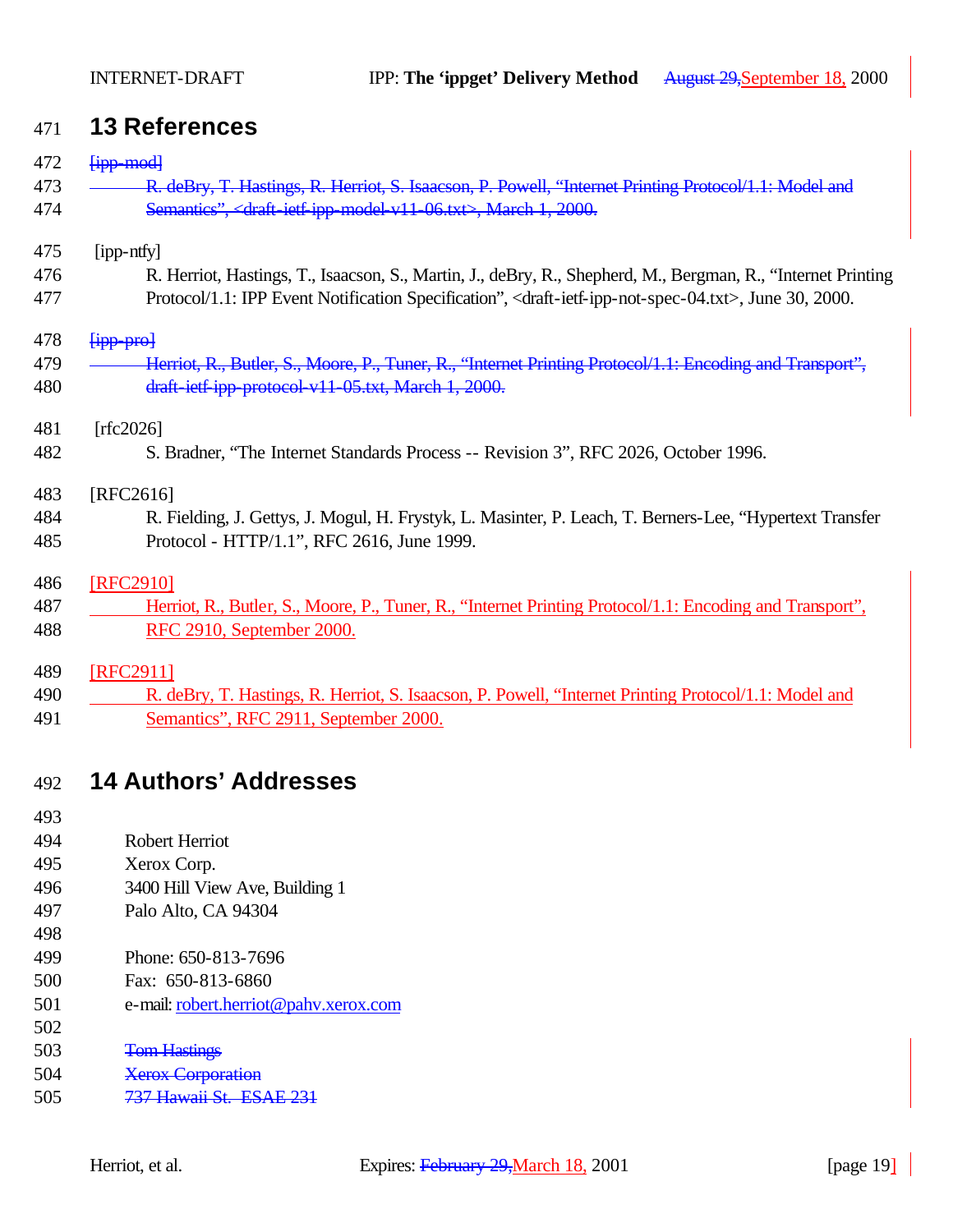## 13 References

~~[ipp-mod]~~

~~R. deBry, T. Hastings, R. Herriot, S. Isaacson, P. Powell, "Internet Printing Protocol/1.1: Model and Semantics", <draft-ietf-ipp-model-v11-06.txt>, March 1, 2000.~~

[ipp-ntfy]

R. Herriot, Hastings, T., Isaacson, S., Martin, J., deBry, R., Shepherd, M., Bergman, R., "Internet Printing Protocol/1.1: IPP Event Notification Specification", <draft-ietf-ipp-not-spec-04.txt>, June 30, 2000.

~~[ipp-pro]~~

~~Herriot, R., Butler, S., Moore, P., Tuner, R., "Internet Printing Protocol/1.1: Encoding and Transport", draft-ietf-ipp-protocol-v11-05.txt, March 1, 2000.~~

[rfc2026]

S. Bradner, "The Internet Standards Process -- Revision 3", RFC 2026, October 1996.

[RFC2616]

R. Fielding, J. Gettys, J. Mogul, H. Frystyk, L. Masinter, P. Leach, T. Berners-Lee, "Hypertext Transfer Protocol - HTTP/1.1", RFC 2616, June 1999.

[RFC2910]

Herriot, R., Butler, S., Moore, P., Tuner, R., "Internet Printing Protocol/1.1: Encoding and Transport", RFC 2910, September 2000.

[RFC2911]

R. deBry, T. Hastings, R. Herriot, S. Isaacson, P. Powell, "Internet Printing Protocol/1.1: Model and Semantics", RFC 2911, September 2000.

## 14 Authors' Addresses

Robert Herriot
Xerox Corp.
3400 Hill View Ave, Building 1
Palo Alto, CA 94304

Phone: 650-813-7696
Fax: 650-813-6860
e-mail: robert.herriot@pahv.xerox.com

~~Tom Hastings~~
~~Xerox Corporation~~
~~737 Hawaii St. ESAE 231~~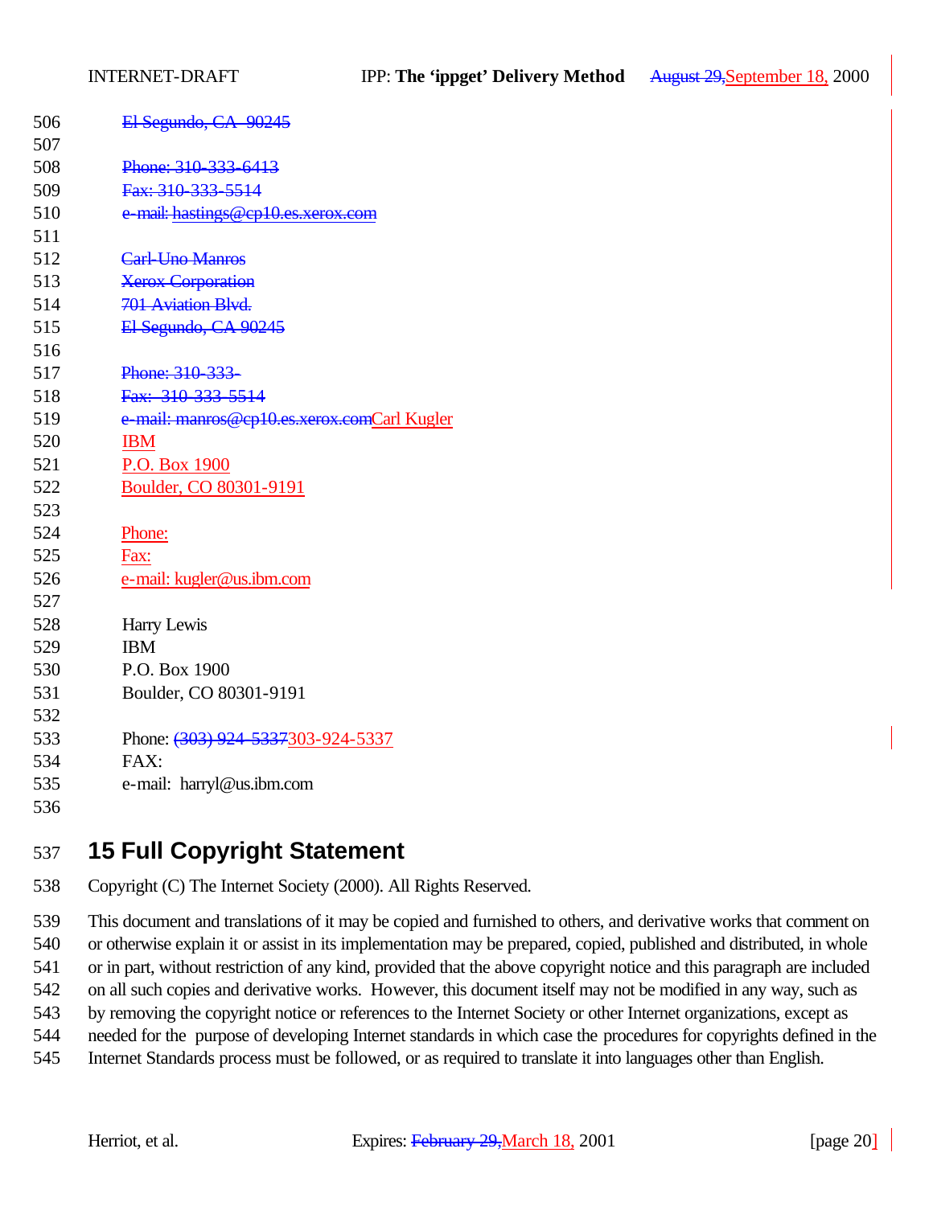El Segundo, CA  90245

Phone: 310-333-6413
Fax: 310-333-5514
e-mail: hastings@cp10.es.xerox.com

Carl-Uno Manros
Xerox Corporation
701 Aviation Blvd.
El Segundo, CA 90245

Phone: 310-333-
Fax:  310-333-5514
e-mail: manros@cp10.es.xerox.comCarl Kugler
IBM
P.O. Box 1900
Boulder, CO 80301-9191

Phone:
Fax:
e-mail: kugler@us.ibm.com

Harry Lewis
IBM
P.O. Box 1900
Boulder, CO 80301-9191

Phone: (303) 924-5337303-924-5337
FAX:
e-mail:  harryl@us.ibm.com

# 15 Full Copyright Statement

Copyright (C) The Internet Society (2000). All Rights Reserved.

This document and translations of it may be copied and furnished to others, and derivative works that comment on or otherwise explain it or assist in its implementation may be prepared, copied, published and distributed, in whole or in part, without restriction of any kind, provided that the above copyright notice and this paragraph are included on all such copies and derivative works.  However, this document itself may not be modified in any way, such as by removing the copyright notice or references to the Internet Society or other Internet organizations, except as needed for the  purpose of developing Internet standards in which case the procedures for copyrights defined in the Internet Standards process must be followed, or as required to translate it into languages other than English.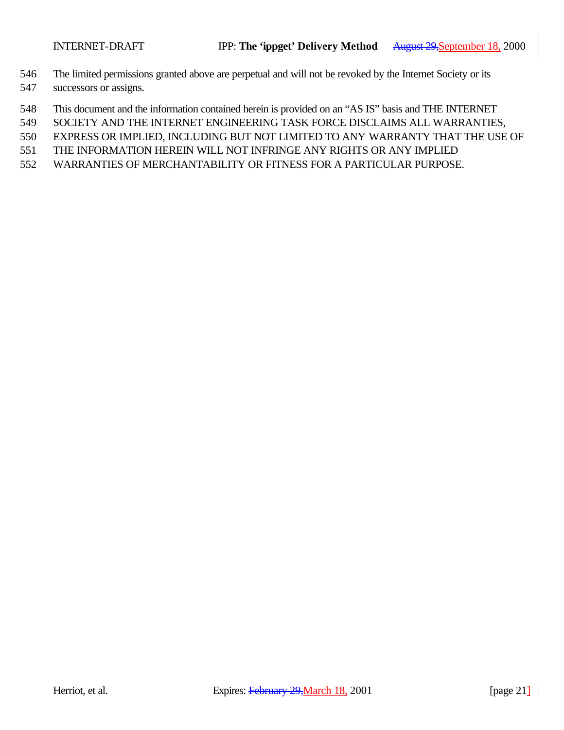The limited permissions granted above are perpetual and will not be revoked by the Internet Society or its successors or assigns.

This document and the information contained herein is provided on an "AS IS" basis and THE INTERNET SOCIETY AND THE INTERNET ENGINEERING TASK FORCE DISCLAIMS ALL WARRANTIES, EXPRESS OR IMPLIED, INCLUDING BUT NOT LIMITED TO ANY WARRANTY THAT THE USE OF THE INFORMATION HEREIN WILL NOT INFRINGE ANY RIGHTS OR ANY IMPLIED WARRANTIES OF MERCHANTABILITY OR FITNESS FOR A PARTICULAR PURPOSE.